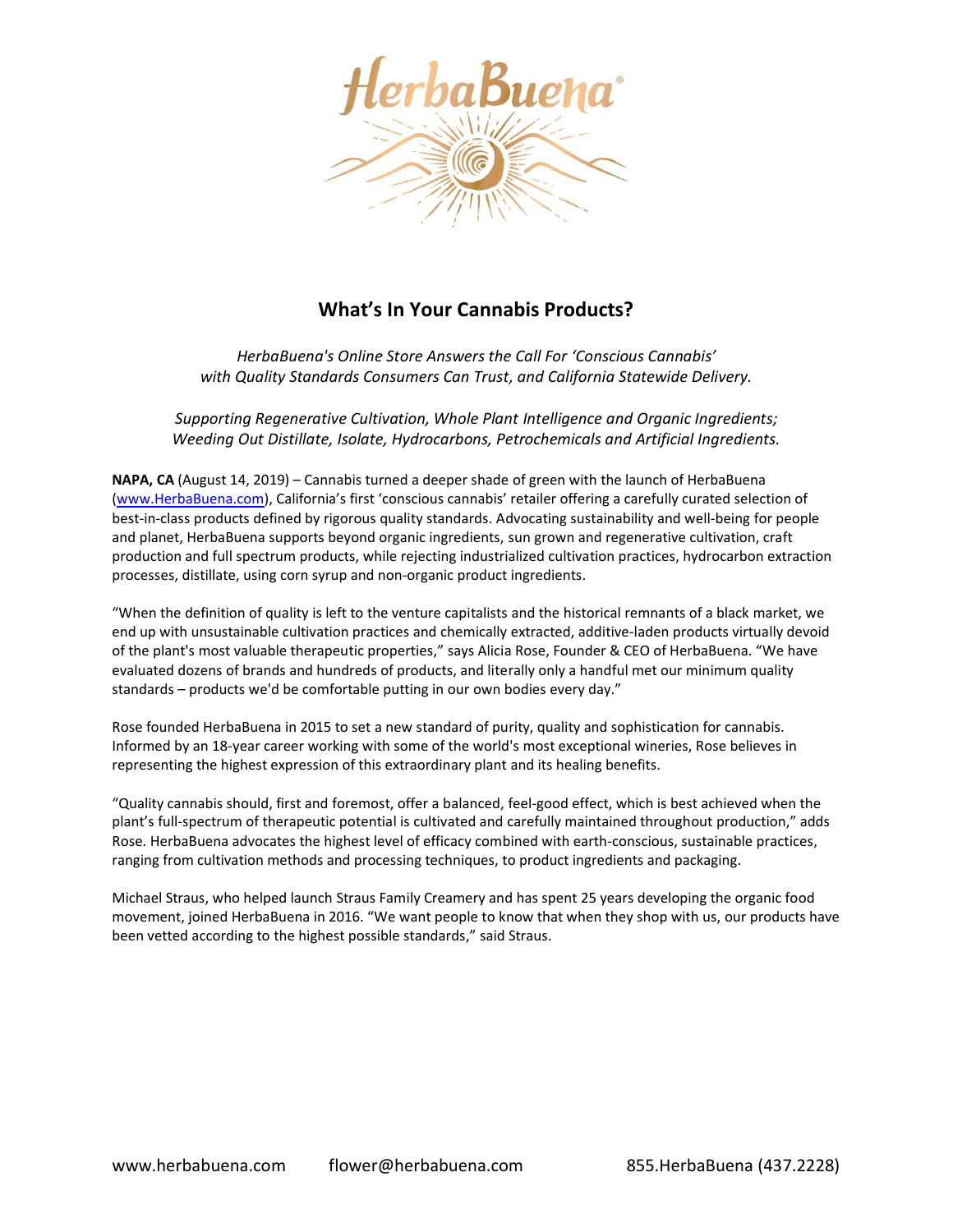# What's In Your Cannabis Products?

*HerbaBuena's Online Store Answers the Call For 'Conscious Cannabis' with Quality Standards Consumers Can Trust, and California Statewide Delivery.*

*Supporting Regenerative Cultivation, Whole Plant Intelligence and Organic Ingredients; Weeding Out Distillate, Isolate, Hydrocarbons, Petrochemicals and Artificial Ingredients.*

**NAPA, CA** (August 14, 2019) – Cannabis turned a deeper shade of green with the launch of HerbaBuena (www.HerbaBuena.com), California's first 'conscious cannabis' retailer offering a carefully curated selection of best-in-class products defined by rigorous quality standards. Advocating sustainability and well-being for people and planet, HerbaBuena supports beyond organic ingredients, sun grown and regenerative cultivation, craft production and full spectrum products, while rejecting industrialized cultivation practices, hydrocarbon extraction processes, distillate, using corn syrup and non-organic product ingredients.

"When the definition of quality is left to the venture capitalists and the historical remnants of a black market, we end up with unsustainable cultivation practices and chemically extracted, additive-laden products virtually devoid of the plant's most valuable therapeutic properties," says Alicia Rose, Founder & CEO of HerbaBuena. "We have evaluated dozens of brands and hundreds of products, and literally only a handful met our minimum quality standards – products we'd be comfortable putting in our own bodies every day."

Rose founded HerbaBuena in 2015 to set a new standard of purity, quality and sophistication for cannabis. Informed by an 18-year career working with some of the world's most exceptional wineries, Rose believes in representing the highest expression of this extraordinary plant and its healing benefits.

"Quality cannabis should, first and foremost, offer a balanced, feel-good effect, which is best achieved when the plant's full-spectrum of therapeutic potential is cultivated and carefully maintained throughout production," adds Rose. HerbaBuena advocates the highest level of efficacy combined with earth-conscious, sustainable practices, ranging from cultivation methods and processing techniques, to product ingredients and packaging.

Michael Straus, who helped launch Straus Family Creamery and has spent 25 years developing the organic food movement, joined HerbaBuena in 2016. "We want people to know that when they shop with us, our products have been vetted according to the highest possible standards," said Straus.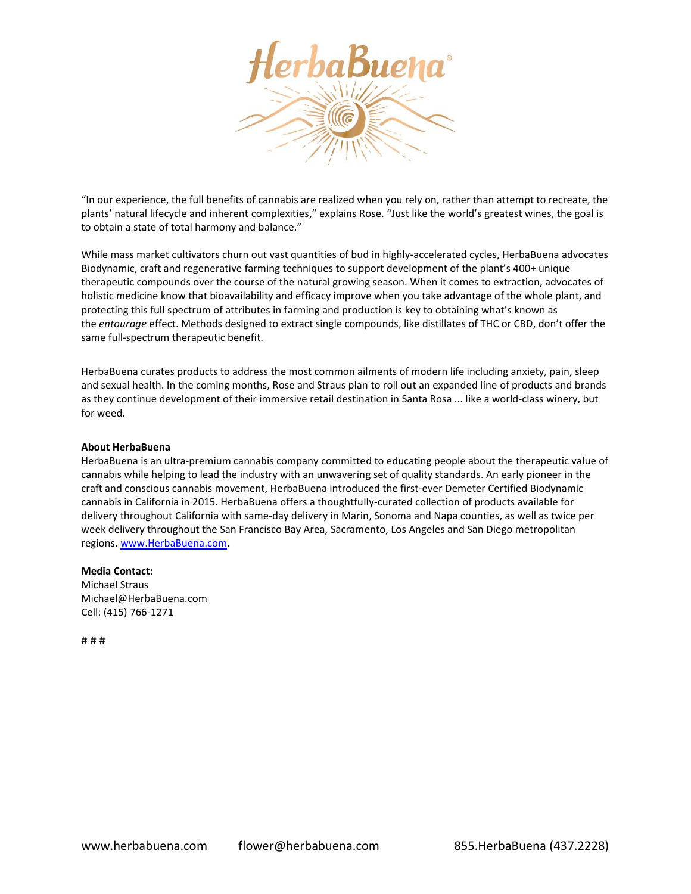"In our experience, the full benefits of cannabis are realized when you rely on, rather than attempt to recreate, the plants' natural lifecycle and inherent complexities," explains Rose. "Just like the world's greatest wines, the goal is to obtain a state of total harmony and balance."

While mass market cultivators churn out vast quantities of bud in highly-accelerated cycles, HerbaBuena advocates Biodynamic, craft and regenerative farming techniques to support development of the plant's 400+ unique therapeutic compounds over the course of the natural growing season. When it comes to extraction, advocates of holistic medicine know that bioavailability and efficacy improve when you take advantage of the whole plant, and protecting this full spectrum of attributes in farming and production is key to obtaining what's known as the *entourage* effect. Methods designed to extract single compounds, like distillates of THC or CBD, don't offer the same full-spectrum therapeutic benefit.

HerbaBuena curates products to address the most common ailments of modern life including anxiety, pain, sleep and sexual health. In the coming months, Rose and Straus plan to roll out an expanded line of products and brands as they continue development of their immersive retail destination in Santa Rosa ... like a world-class winery, but for weed.

**About HerbaBuena**
HerbaBuena is an ultra-premium cannabis company committed to educating people about the therapeutic value of cannabis while helping to lead the industry with an unwavering set of quality standards. An early pioneer in the craft and conscious cannabis movement, HerbaBuena introduced the first-ever Demeter Certified Biodynamic cannabis in California in 2015. HerbaBuena offers a thoughtfully-curated collection of products available for delivery throughout California with same-day delivery in Marin, Sonoma and Napa counties, as well as twice per week delivery throughout the San Francisco Bay Area, Sacramento, Los Angeles and San Diego metropolitan regions. [www.HerbaBuena.com](http://www.HerbaBuena.com).

**Media Contact:**
Michael Straus
Michael@HerbaBuena.com
Cell: (415) 766-1271

# # #